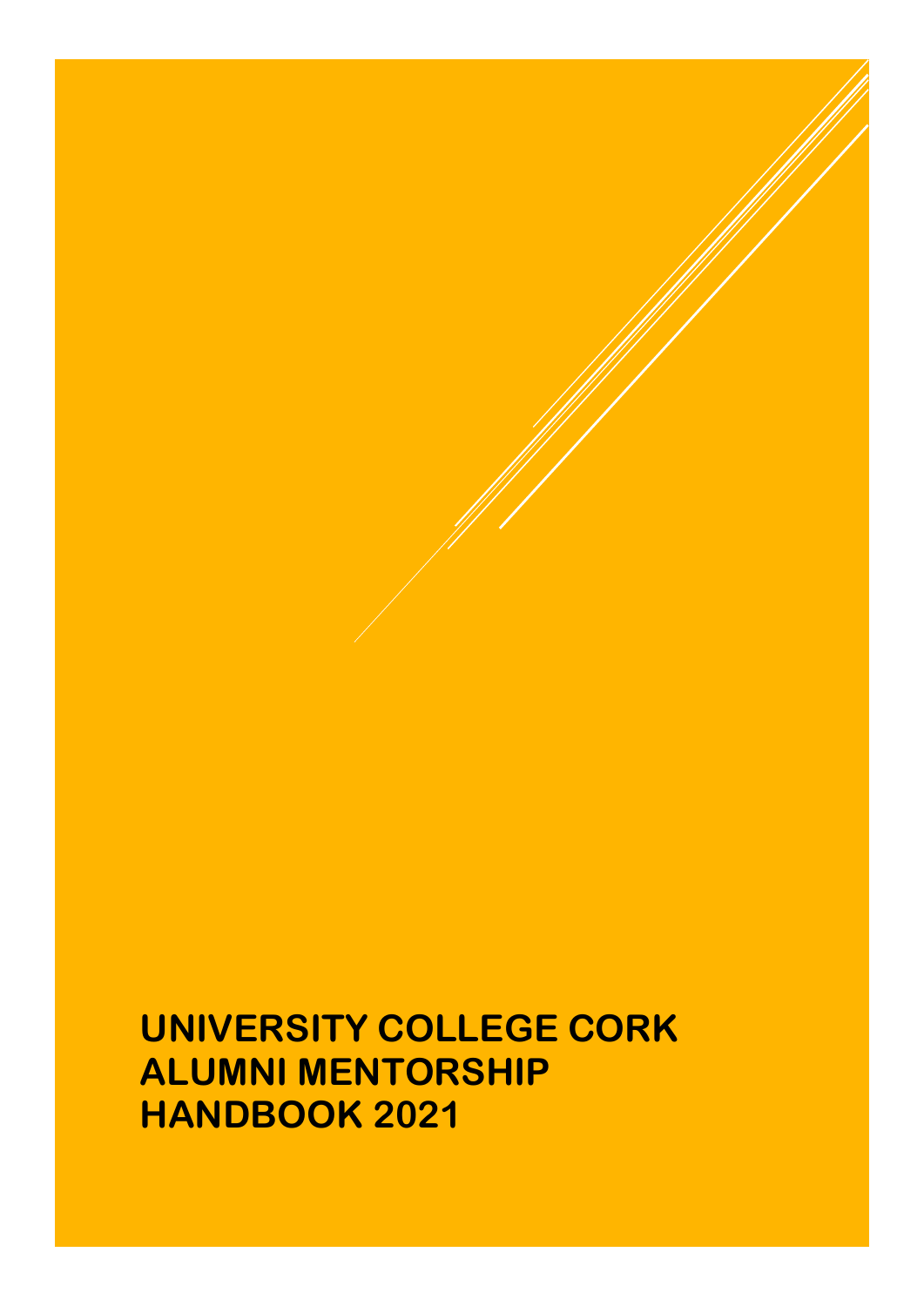# UNIVERSITY COLLEGE CORK ALUMNI MENTORSHIP HANDBOOK 2021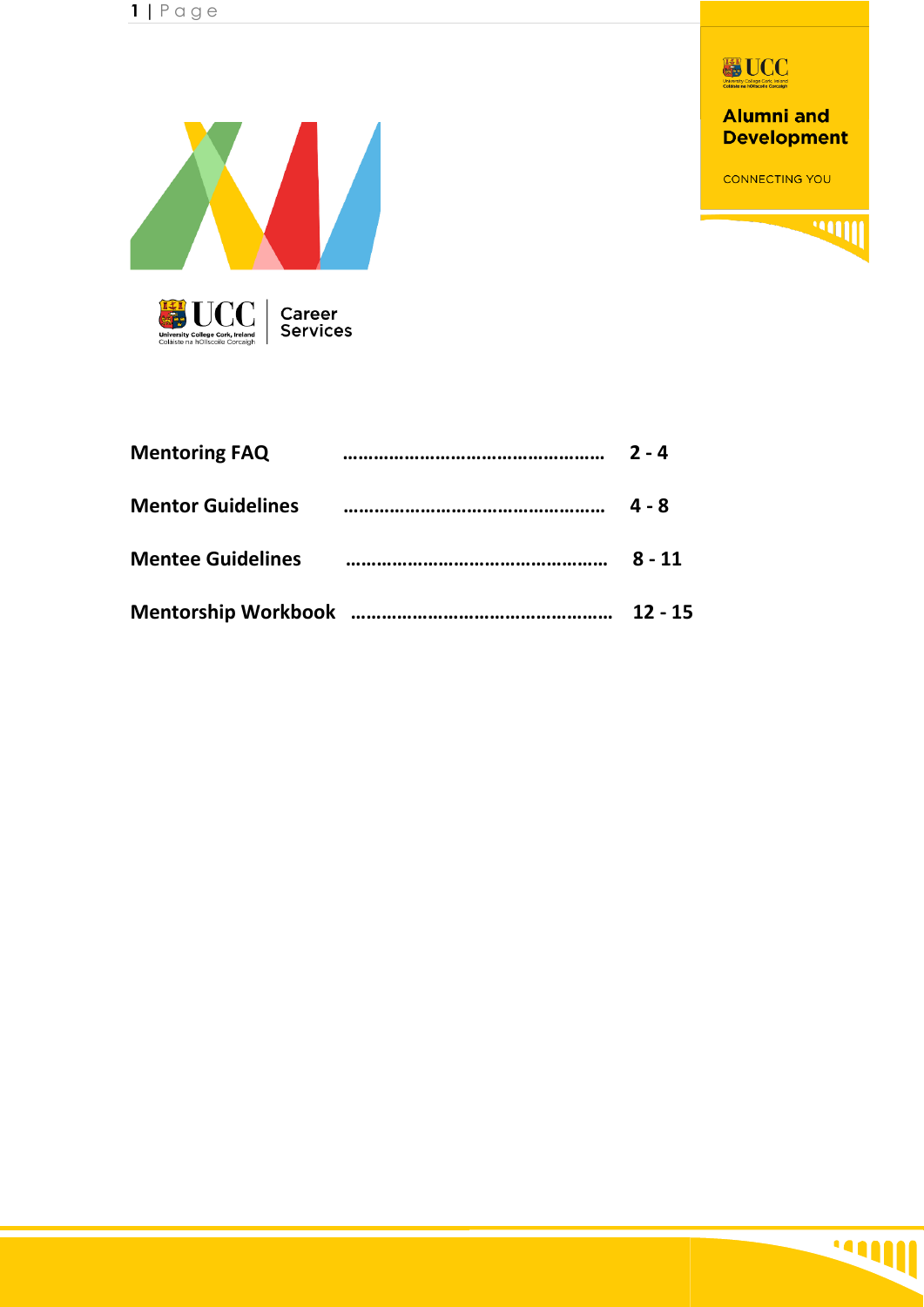Alumni and Development

CONNECTING YOU

Career Services

| | |
|---|---|
| **Mentoring FAQ** | **2 - 4** |
| **Mentor Guidelines** | **4 - 8** |
| **Mentee Guidelines** | **8 - 11** |
| **Mentorship Workbook** | **12 - 15** |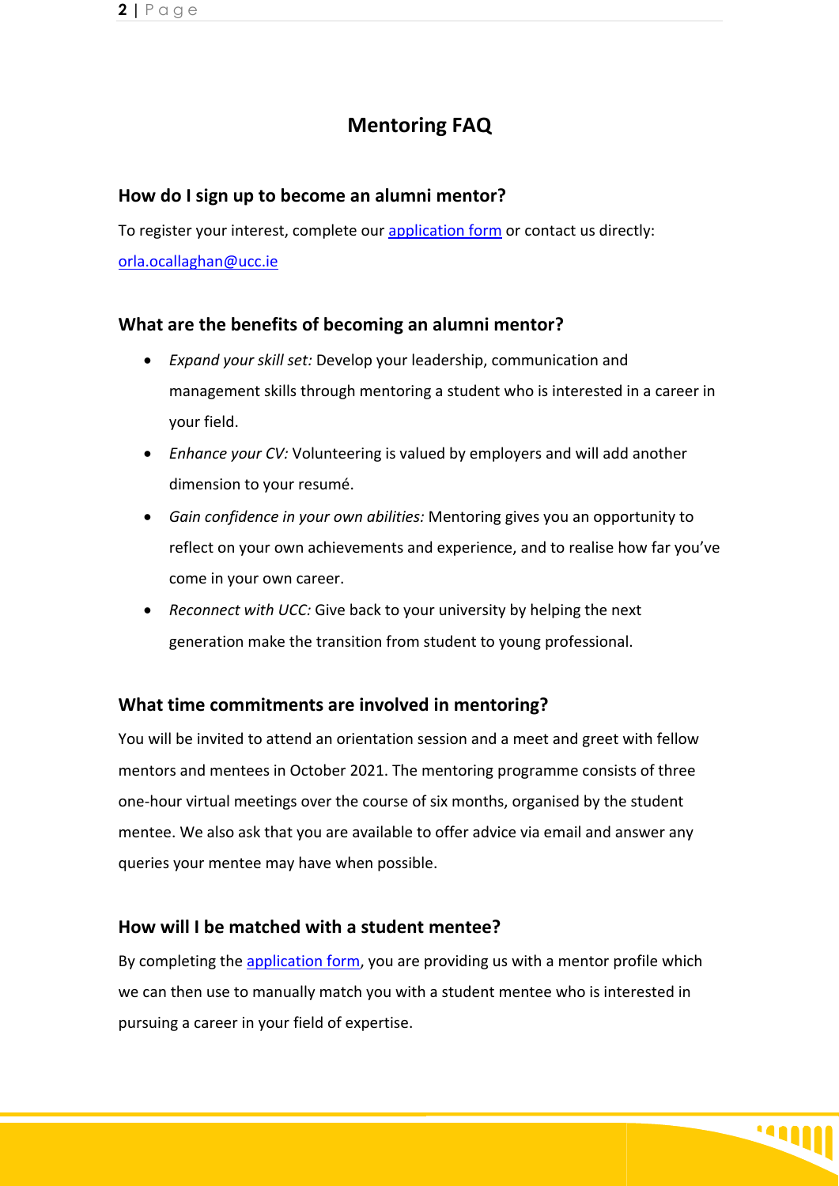# Mentoring FAQ

## How do I sign up to become an alumni mentor?

To register your interest, complete our [application form](application form) or contact us directly: [orla.ocallaghan@ucc.ie](mailto:orla.ocallaghan@ucc.ie)

## What are the benefits of becoming an alumni mentor?

- *Expand your skill set:* Develop your leadership, communication and management skills through mentoring a student who is interested in a career in your field.
- *Enhance your CV:* Volunteering is valued by employers and will add another dimension to your resumé.
- *Gain confidence in your own abilities:* Mentoring gives you an opportunity to reflect on your own achievements and experience, and to realise how far you've come in your own career.
- *Reconnect with UCC:* Give back to your university by helping the next generation make the transition from student to young professional.

## What time commitments are involved in mentoring?

You will be invited to attend an orientation session and a meet and greet with fellow mentors and mentees in October 2021. The mentoring programme consists of three one-hour virtual meetings over the course of six months, organised by the student mentee. We also ask that you are available to offer advice via email and answer any queries your mentee may have when possible.

## How will I be matched with a student mentee?

By completing the application form, you are providing us with a mentor profile which we can then use to manually match you with a student mentee who is interested in pursuing a career in your field of expertise.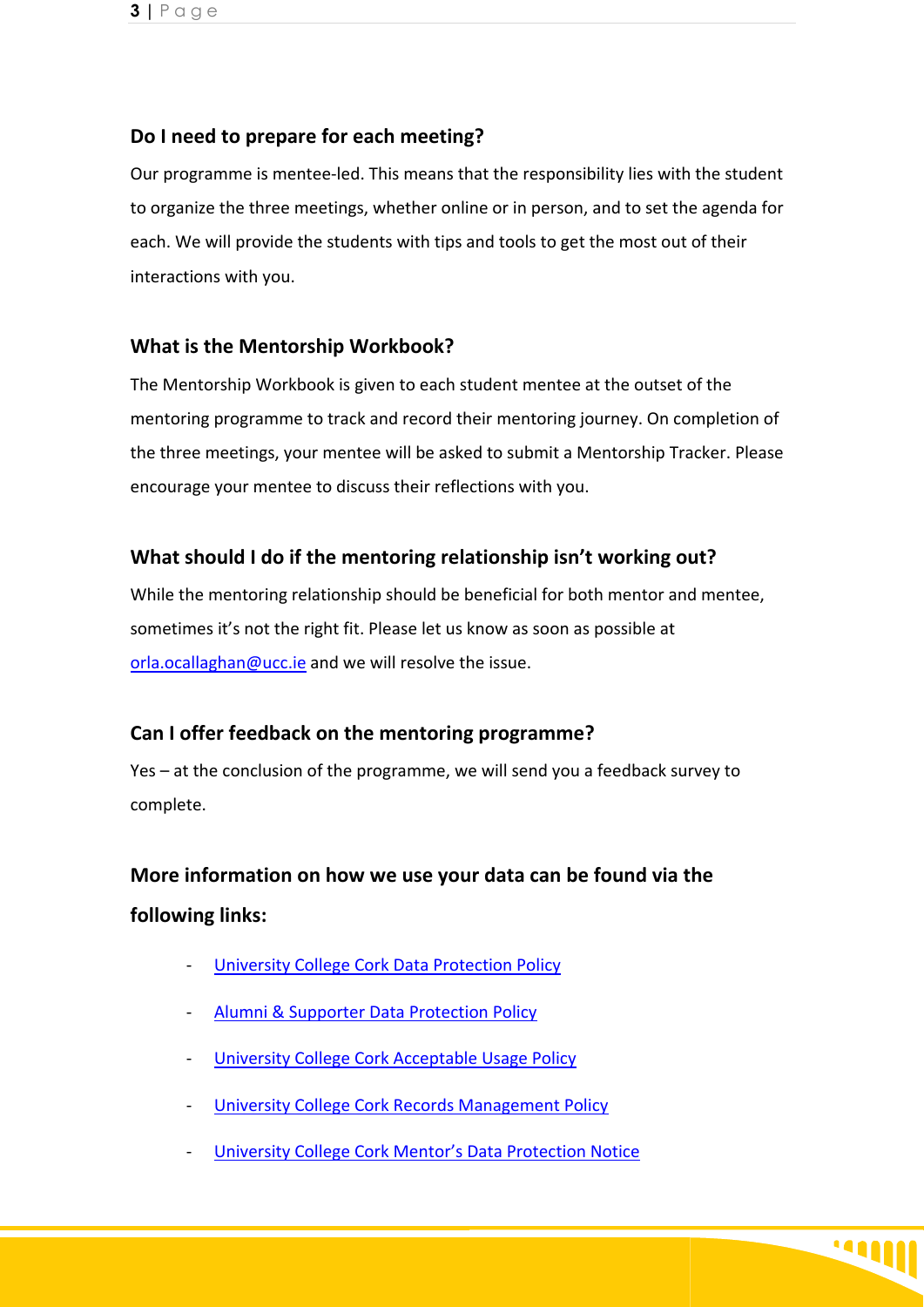### Do I need to prepare for each meeting?

Our programme is mentee-led. This means that the responsibility lies with the student to organize the three meetings, whether online or in person, and to set the agenda for each. We will provide the students with tips and tools to get the most out of their interactions with you.

### What is the Mentorship Workbook?

The Mentorship Workbook is given to each student mentee at the outset of the mentoring programme to track and record their mentoring journey. On completion of the three meetings, your mentee will be asked to submit a Mentorship Tracker. Please encourage your mentee to discuss their reflections with you.

### What should I do if the mentoring relationship isn't working out?

While the mentoring relationship should be beneficial for both mentor and mentee, sometimes it's not the right fit. Please let us know as soon as possible at orla.ocallaghan@ucc.ie and we will resolve the issue.

### Can I offer feedback on the mentoring programme?

Yes – at the conclusion of the programme, we will send you a feedback survey to complete.

### More information on how we use your data can be found via the following links:

- University College Cork Data Protection Policy
- Alumni & Supporter Data Protection Policy
- University College Cork Acceptable Usage Policy
- University College Cork Records Management Policy
- University College Cork Mentor's Data Protection Notice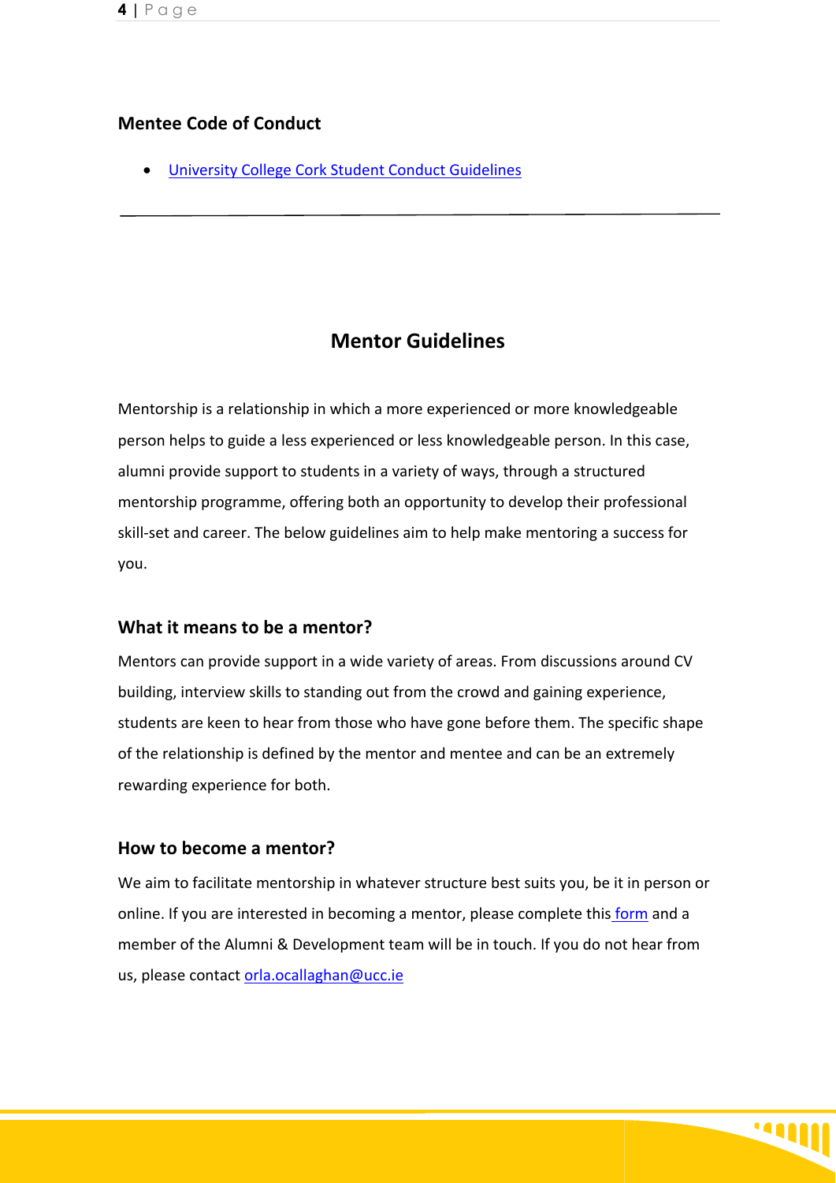### Mentee Code of Conduct

- University College Cork Student Conduct Guidelines

---

## Mentor Guidelines

Mentorship is a relationship in which a more experienced or more knowledgeable person helps to guide a less experienced or less knowledgeable person. In this case, alumni provide support to students in a variety of ways, through a structured mentorship programme, offering both an opportunity to develop their professional skill-set and career. The below guidelines aim to help make mentoring a success for you.

### What it means to be a mentor?

Mentors can provide support in a wide variety of areas. From discussions around CV building, interview skills to standing out from the crowd and gaining experience, students are keen to hear from those who have gone before them. The specific shape of the relationship is defined by the mentor and mentee and can be an extremely rewarding experience for both.

### How to become a mentor?

We aim to facilitate mentorship in whatever structure best suits you, be it in person or online. If you are interested in becoming a mentor, please complete this form and a member of the Alumni & Development team will be in touch. If you do not hear from us, please contact orla.ocallaghan@ucc.ie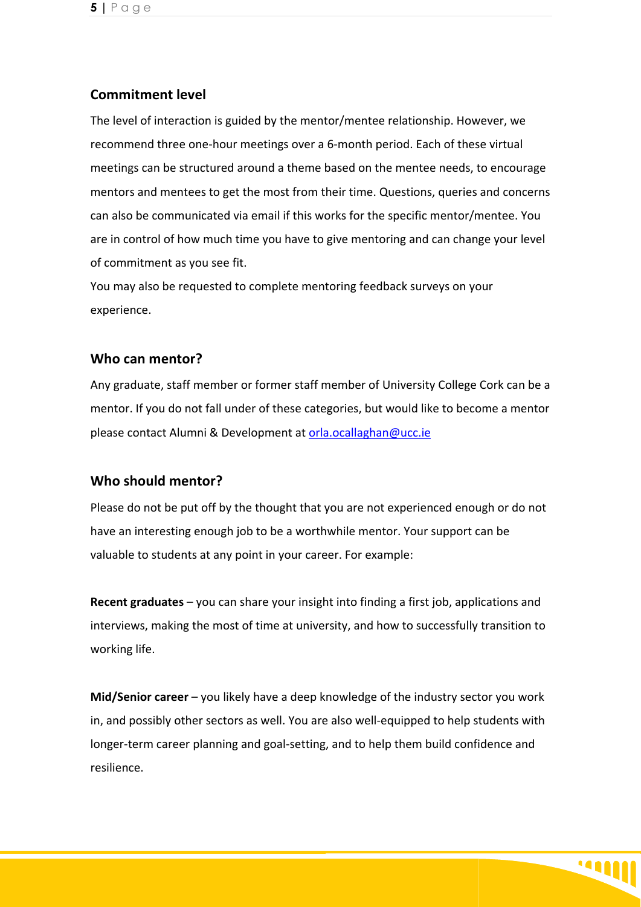## Commitment level

The level of interaction is guided by the mentor/mentee relationship. However, we recommend three one-hour meetings over a 6-month period. Each of these virtual meetings can be structured around a theme based on the mentee needs, to encourage mentors and mentees to get the most from their time. Questions, queries and concerns can also be communicated via email if this works for the specific mentor/mentee. You are in control of how much time you have to give mentoring and can change your level of commitment as you see fit.

You may also be requested to complete mentoring feedback surveys on your experience.

## Who can mentor?

Any graduate, staff member or former staff member of University College Cork can be a mentor. If you do not fall under of these categories, but would like to become a mentor please contact Alumni & Development at orla.ocallaghan@ucc.ie

## Who should mentor?

Please do not be put off by the thought that you are not experienced enough or do not have an interesting enough job to be a worthwhile mentor. Your support can be valuable to students at any point in your career. For example:

**Recent graduates** – you can share your insight into finding a first job, applications and interviews, making the most of time at university, and how to successfully transition to working life.

**Mid/Senior career** – you likely have a deep knowledge of the industry sector you work in, and possibly other sectors as well. You are also well-equipped to help students with longer-term career planning and goal-setting, and to help them build confidence and resilience.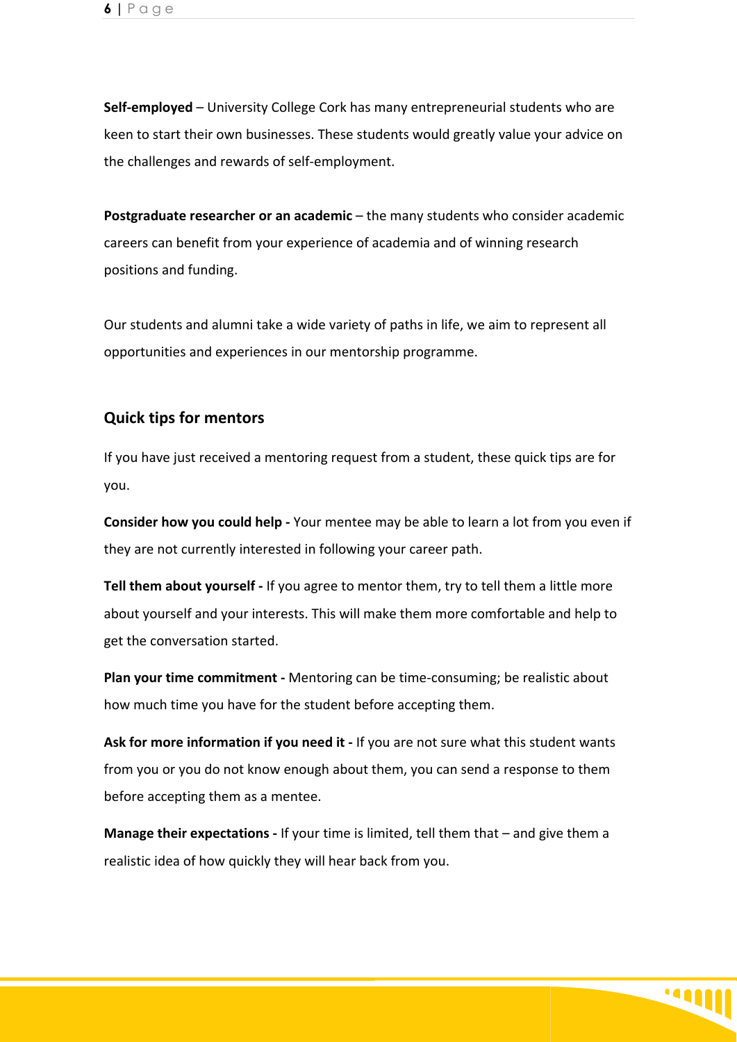**Self-employed** – University College Cork has many entrepreneurial students who are keen to start their own businesses. These students would greatly value your advice on the challenges and rewards of self-employment.

**Postgraduate researcher or an academic** – the many students who consider academic careers can benefit from your experience of academia and of winning research positions and funding.

Our students and alumni take a wide variety of paths in life, we aim to represent all opportunities and experiences in our mentorship programme.

## Quick tips for mentors

If you have just received a mentoring request from a student, these quick tips are for you.

**Consider how you could help -** Your mentee may be able to learn a lot from you even if they are not currently interested in following your career path.

**Tell them about yourself -** If you agree to mentor them, try to tell them a little more about yourself and your interests. This will make them more comfortable and help to get the conversation started.

**Plan your time commitment -** Mentoring can be time-consuming; be realistic about how much time you have for the student before accepting them.

**Ask for more information if you need it -** If you are not sure what this student wants from you or you do not know enough about them, you can send a response to them before accepting them as a mentee.

**Manage their expectations -** If your time is limited, tell them that – and give them a realistic idea of how quickly they will hear back from you.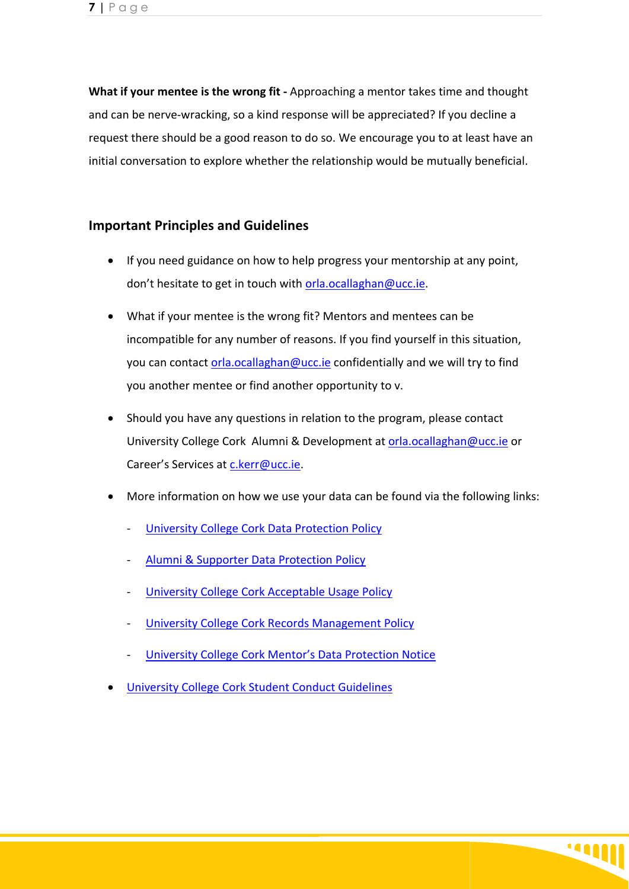**What if your mentee is the wrong fit -** Approaching a mentor takes time and thought and can be nerve-wracking, so a kind response will be appreciated? If you decline a request there should be a good reason to do so. We encourage you to at least have an initial conversation to explore whether the relationship would be mutually beneficial.

## Important Principles and Guidelines

- If you need guidance on how to help progress your mentorship at any point, don't hesitate to get in touch with orla.ocallaghan@ucc.ie.
- What if your mentee is the wrong fit? Mentors and mentees can be incompatible for any number of reasons. If you find yourself in this situation, you can contact orla.ocallaghan@ucc.ie confidentially and we will try to find you another mentee or find another opportunity to v.
- Should you have any questions in relation to the program, please contact University College Cork Alumni & Development at orla.ocallaghan@ucc.ie or Career's Services at c.kerr@ucc.ie.
- More information on how we use your data can be found via the following links:
  - University College Cork Data Protection Policy
  - Alumni & Supporter Data Protection Policy
  - University College Cork Acceptable Usage Policy
  - University College Cork Records Management Policy
  - University College Cork Mentor's Data Protection Notice
- University College Cork Student Conduct Guidelines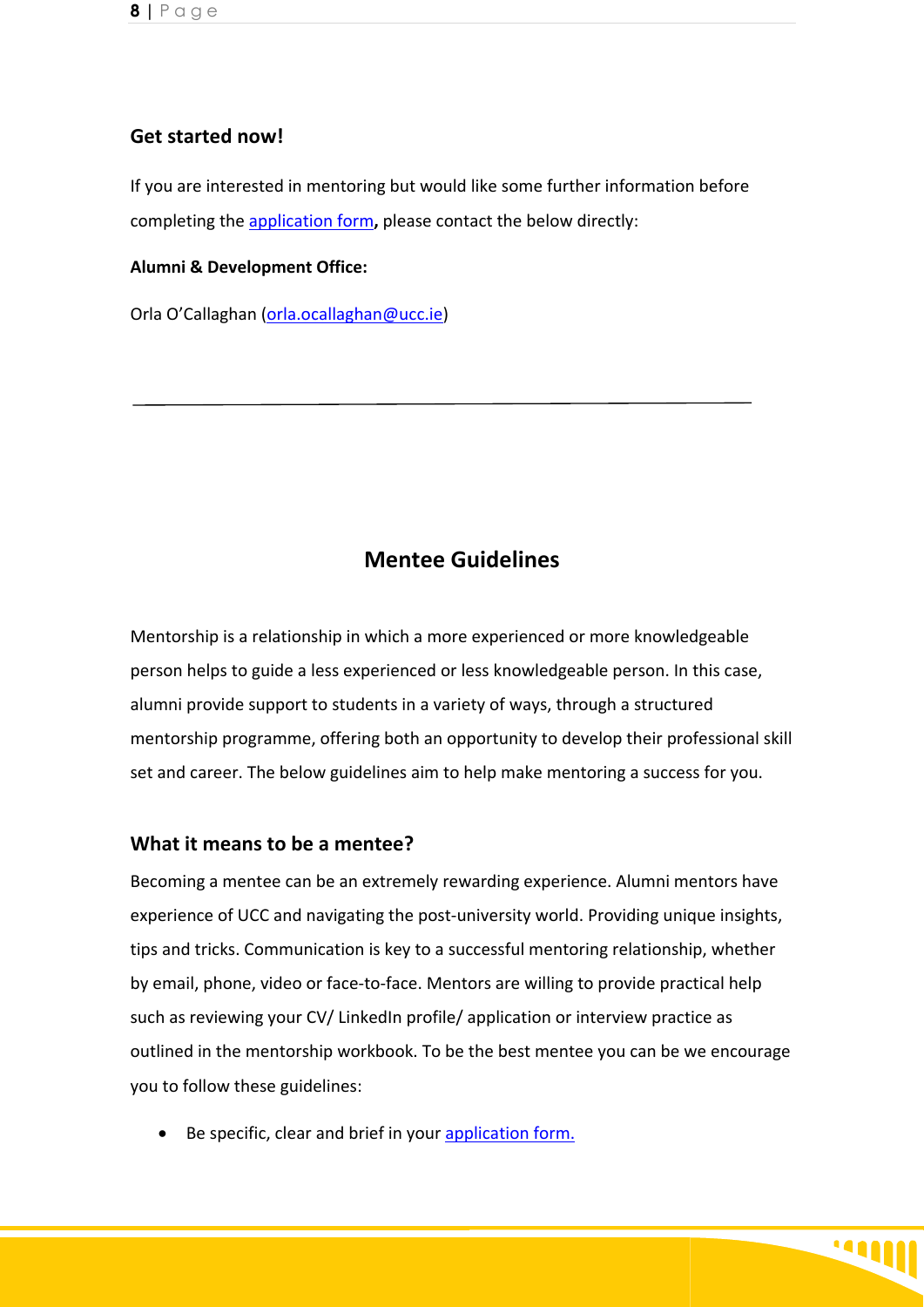### Get started now!

If you are interested in mentoring but would like some further information before completing the application form**,** please contact the below directly:

**Alumni & Development Office:**

Orla O'Callaghan (orla.ocallaghan@ucc.ie)

---

## Mentee Guidelines

Mentorship is a relationship in which a more experienced or more knowledgeable person helps to guide a less experienced or less knowledgeable person. In this case, alumni provide support to students in a variety of ways, through a structured mentorship programme, offering both an opportunity to develop their professional skill set and career. The below guidelines aim to help make mentoring a success for you.

### What it means to be a mentee?

Becoming a mentee can be an extremely rewarding experience. Alumni mentors have experience of UCC and navigating the post-university world. Providing unique insights, tips and tricks. Communication is key to a successful mentoring relationship, whether by email, phone, video or face-to-face. Mentors are willing to provide practical help such as reviewing your CV/ LinkedIn profile/ application or interview practice as outlined in the mentorship workbook. To be the best mentee you can be we encourage you to follow these guidelines:

- Be specific, clear and brief in your application form.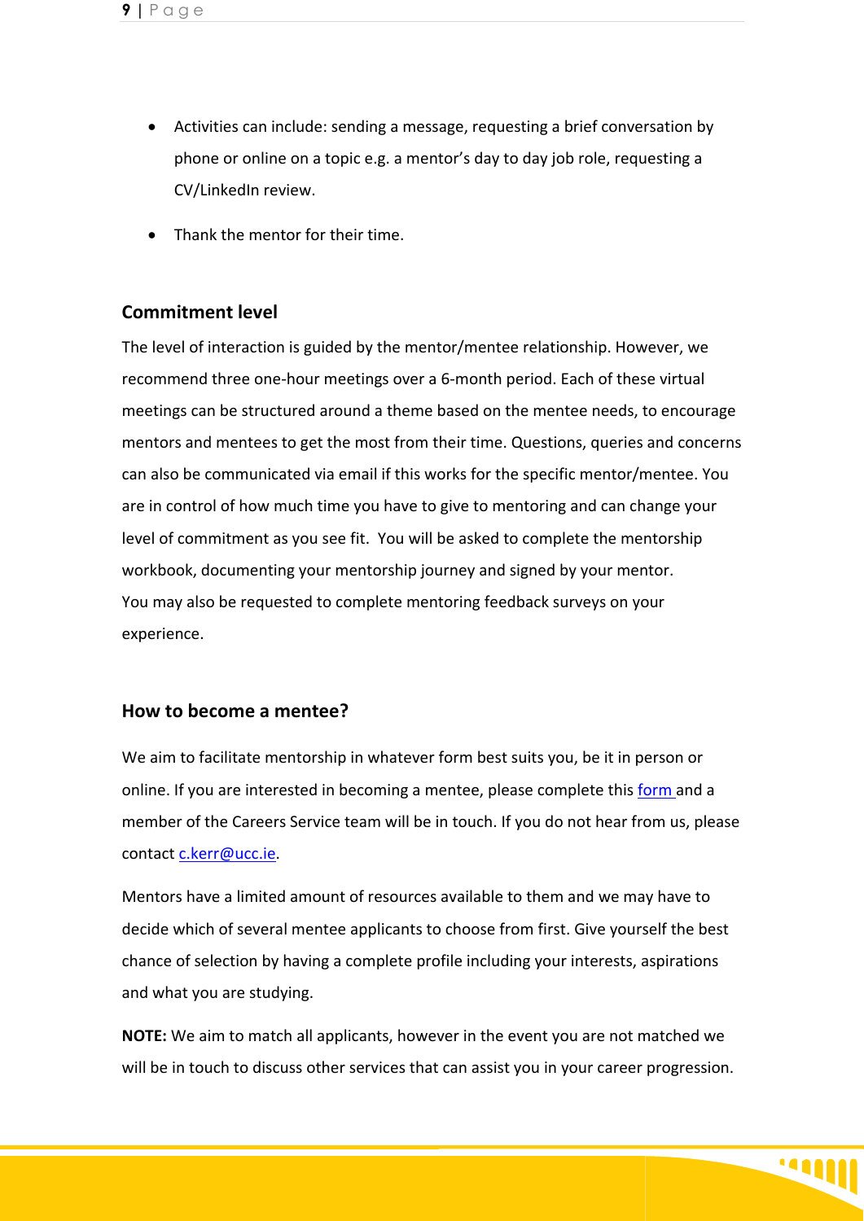- Activities can include: sending a message, requesting a brief conversation by phone or online on a topic e.g. a mentor's day to day job role, requesting a CV/LinkedIn review.
- Thank the mentor for their time.

## Commitment level

The level of interaction is guided by the mentor/mentee relationship. However, we recommend three one-hour meetings over a 6-month period. Each of these virtual meetings can be structured around a theme based on the mentee needs, to encourage mentors and mentees to get the most from their time. Questions, queries and concerns can also be communicated via email if this works for the specific mentor/mentee. You are in control of how much time you have to give to mentoring and can change your level of commitment as you see fit. You will be asked to complete the mentorship workbook, documenting your mentorship journey and signed by your mentor. You may also be requested to complete mentoring feedback surveys on your experience.

## How to become a mentee?

We aim to facilitate mentorship in whatever form best suits you, be it in person or online. If you are interested in becoming a mentee, please complete this form and a member of the Careers Service team will be in touch. If you do not hear from us, please contact c.kerr@ucc.ie.

Mentors have a limited amount of resources available to them and we may have to decide which of several mentee applicants to choose from first. Give yourself the best chance of selection by having a complete profile including your interests, aspirations and what you are studying.

**NOTE:** We aim to match all applicants, however in the event you are not matched we will be in touch to discuss other services that can assist you in your career progression.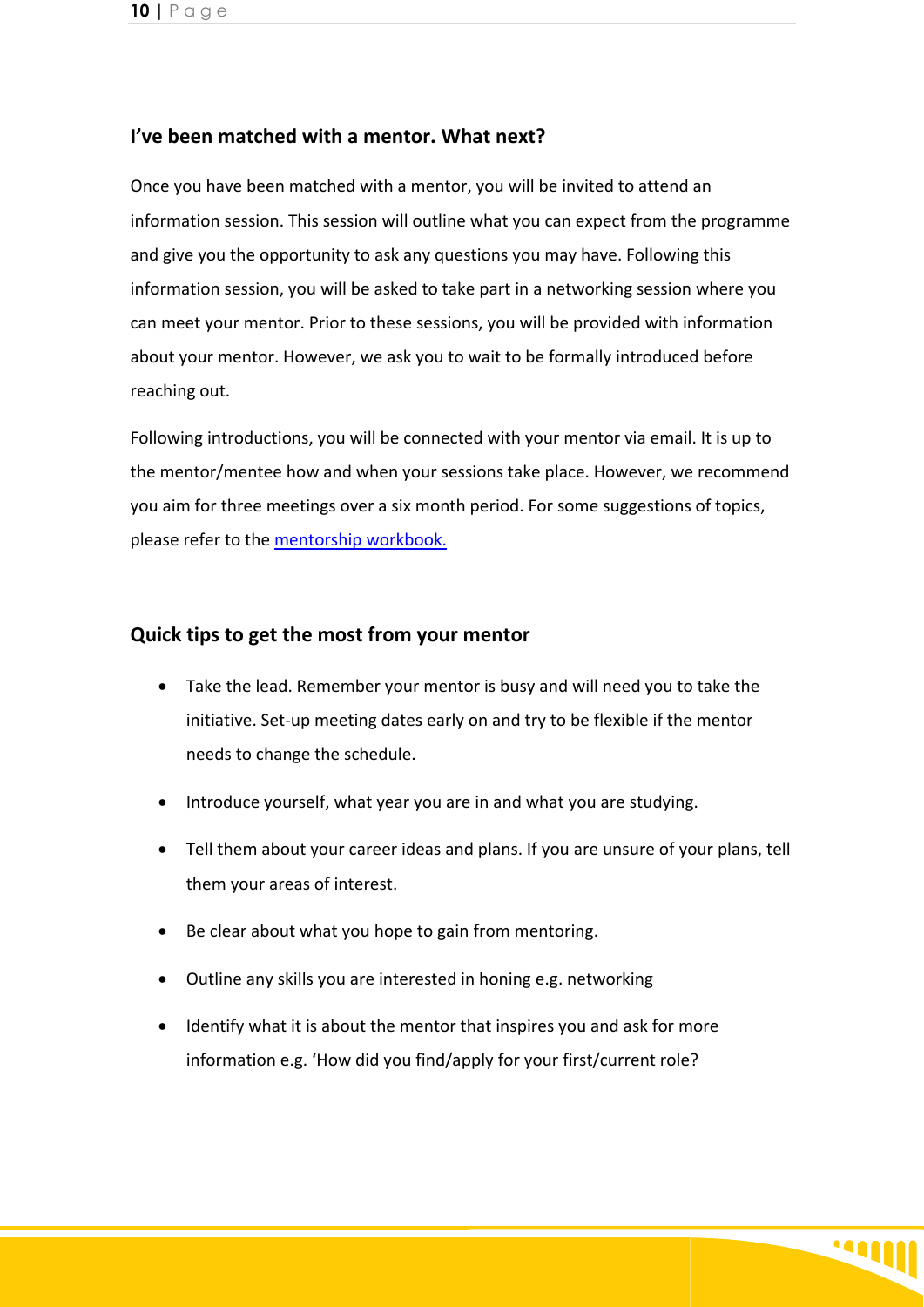## I've been matched with a mentor. What next?

Once you have been matched with a mentor, you will be invited to attend an information session. This session will outline what you can expect from the programme and give you the opportunity to ask any questions you may have. Following this information session, you will be asked to take part in a networking session where you can meet your mentor. Prior to these sessions, you will be provided with information about your mentor. However, we ask you to wait to be formally introduced before reaching out.

Following introductions, you will be connected with your mentor via email. It is up to the mentor/mentee how and when your sessions take place. However, we recommend you aim for three meetings over a six month period. For some suggestions of topics, please refer to the [mentorship workbook.]()

## Quick tips to get the most from your mentor

- Take the lead. Remember your mentor is busy and will need you to take the initiative. Set-up meeting dates early on and try to be flexible if the mentor needs to change the schedule.
- Introduce yourself, what year you are in and what you are studying.
- Tell them about your career ideas and plans. If you are unsure of your plans, tell them your areas of interest.
- Be clear about what you hope to gain from mentoring.
- Outline any skills you are interested in honing e.g. networking
- Identify what it is about the mentor that inspires you and ask for more information e.g. 'How did you find/apply for your first/current role?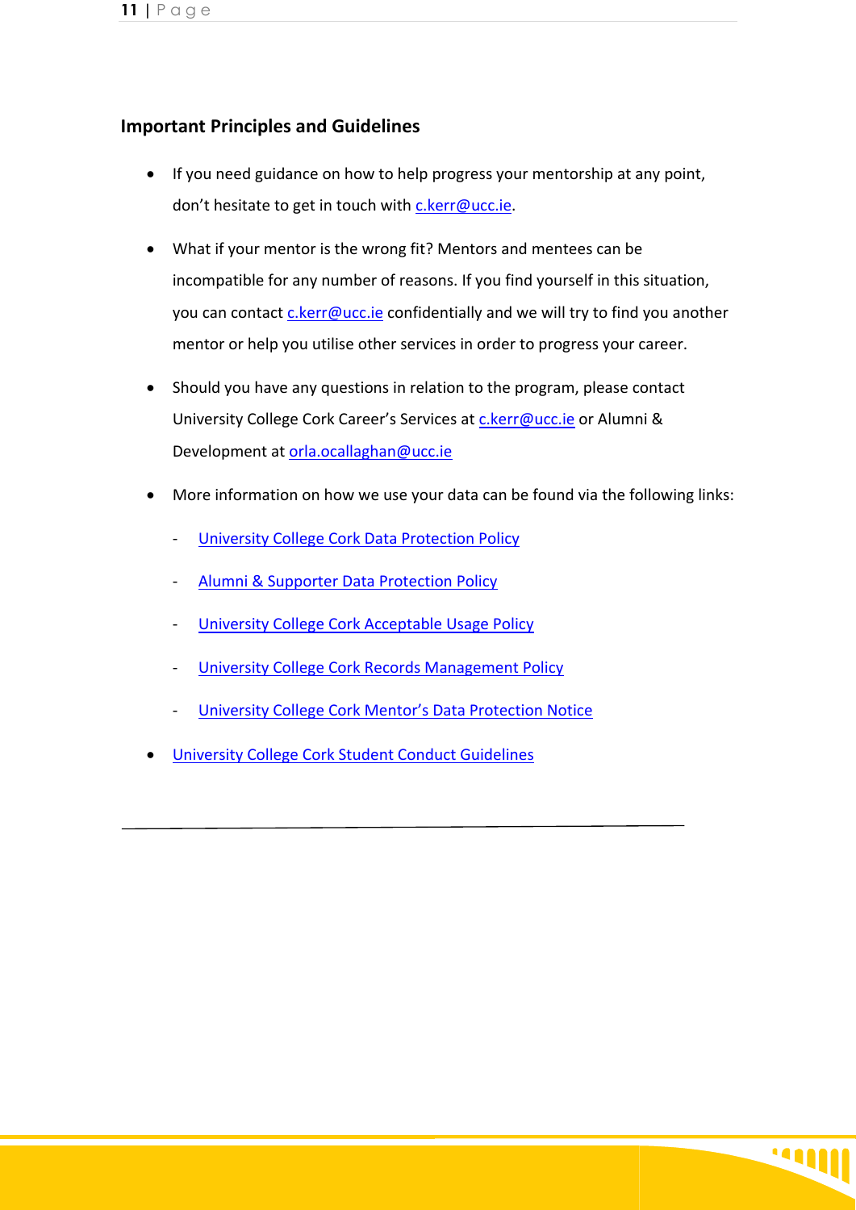## Important Principles and Guidelines

- If you need guidance on how to help progress your mentorship at any point, don't hesitate to get in touch with c.kerr@ucc.ie.
- What if your mentor is the wrong fit? Mentors and mentees can be incompatible for any number of reasons. If you find yourself in this situation, you can contact c.kerr@ucc.ie confidentially and we will try to find you another mentor or help you utilise other services in order to progress your career.
- Should you have any questions in relation to the program, please contact University College Cork Career's Services at c.kerr@ucc.ie or Alumni & Development at orla.ocallaghan@ucc.ie
- More information on how we use your data can be found via the following links:
  - University College Cork Data Protection Policy
  - Alumni & Supporter Data Protection Policy
  - University College Cork Acceptable Usage Policy
  - University College Cork Records Management Policy
  - University College Cork Mentor's Data Protection Notice
- University College Cork Student Conduct Guidelines

---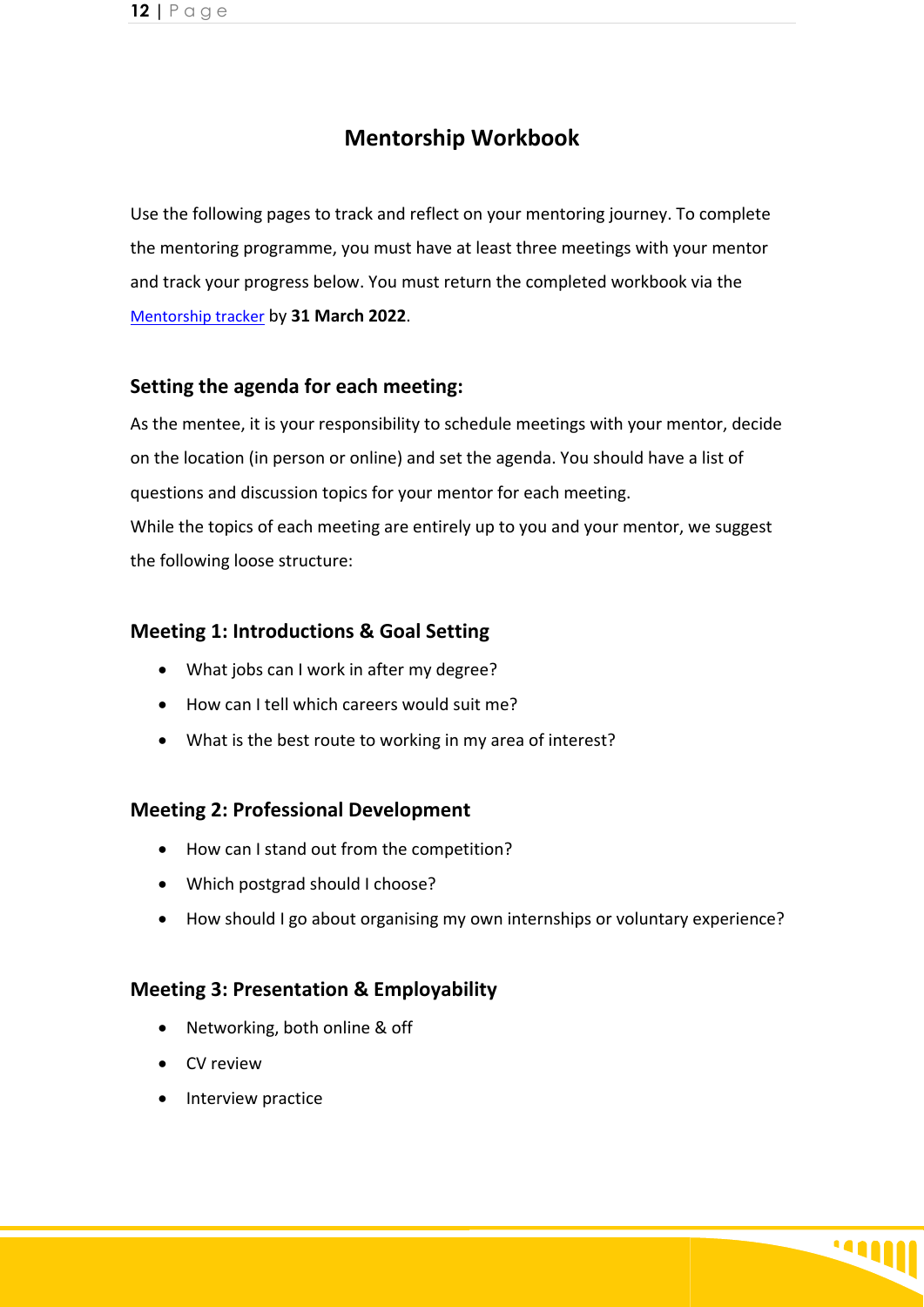# Mentorship Workbook

Use the following pages to track and reflect on your mentoring journey. To complete the mentoring programme, you must have at least three meetings with your mentor and track your progress below. You must return the completed workbook via the Mentorship tracker by **31 March 2022**.

## Setting the agenda for each meeting:

As the mentee, it is your responsibility to schedule meetings with your mentor, decide on the location (in person or online) and set the agenda. You should have a list of questions and discussion topics for your mentor for each meeting.

While the topics of each meeting are entirely up to you and your mentor, we suggest the following loose structure:

## Meeting 1: Introductions & Goal Setting

- What jobs can I work in after my degree?
- How can I tell which careers would suit me?
- What is the best route to working in my area of interest?

## Meeting 2: Professional Development

- How can I stand out from the competition?
- Which postgrad should I choose?
- How should I go about organising my own internships or voluntary experience?

## Meeting 3: Presentation & Employability

- Networking, both online & off
- CV review
- Interview practice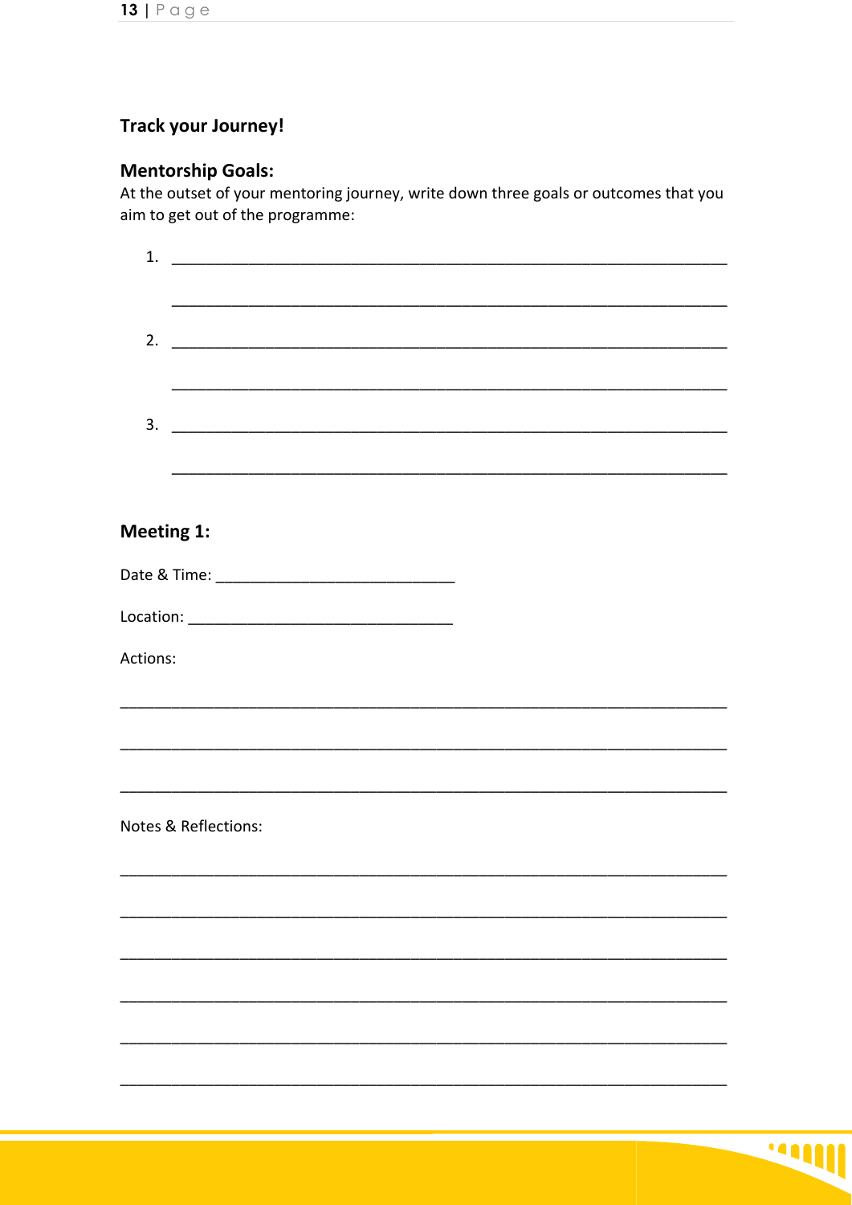## Track your Journey!

### Mentorship Goals:

At the outset of your mentoring journey, write down three goals or outcomes that you aim to get out of the programme:

1. ____________________________________________________________

   ____________________________________________________________

2. ____________________________________________________________

   ____________________________________________________________

3. ____________________________________________________________

   ____________________________________________________________

### Meeting 1:

Date & Time: ___________________________

Location: ______________________________

Actions:

______________________________________________________________________

______________________________________________________________________

______________________________________________________________________

Notes & Reflections:

______________________________________________________________________

______________________________________________________________________

______________________________________________________________________

______________________________________________________________________

______________________________________________________________________

______________________________________________________________________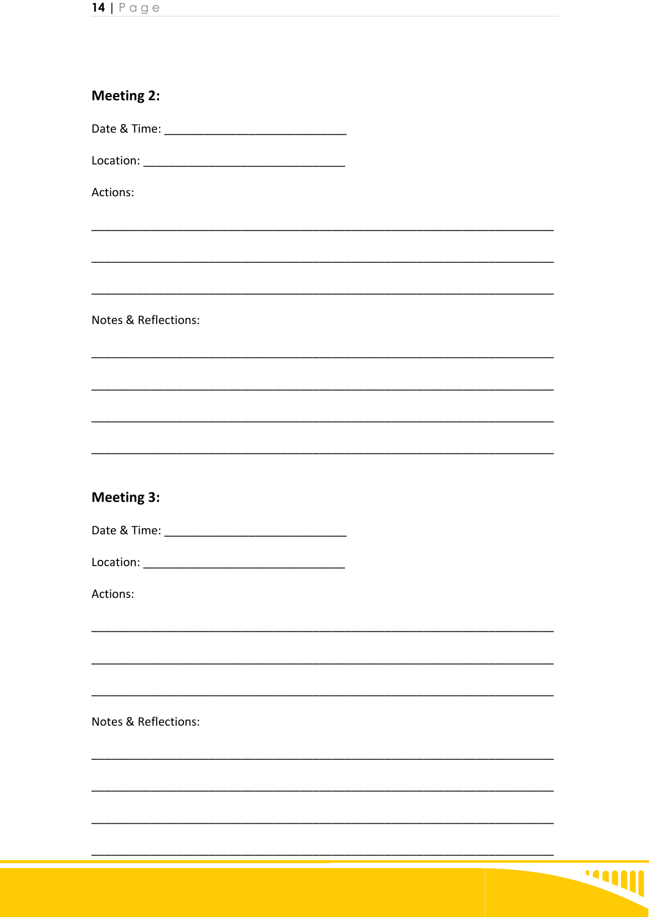**Meeting 2:**

Date & Time: ___________________________

Location: ______________________________

Actions:

_____________________________________________________________________

_____________________________________________________________________

_____________________________________________________________________

Notes & Reflections:

_____________________________________________________________________

_____________________________________________________________________

_____________________________________________________________________

_____________________________________________________________________

**Meeting 3:**

Date & Time: ___________________________

Location: ______________________________

Actions:

_____________________________________________________________________

_____________________________________________________________________

_____________________________________________________________________

Notes & Reflections:

_____________________________________________________________________

_____________________________________________________________________

_____________________________________________________________________

_____________________________________________________________________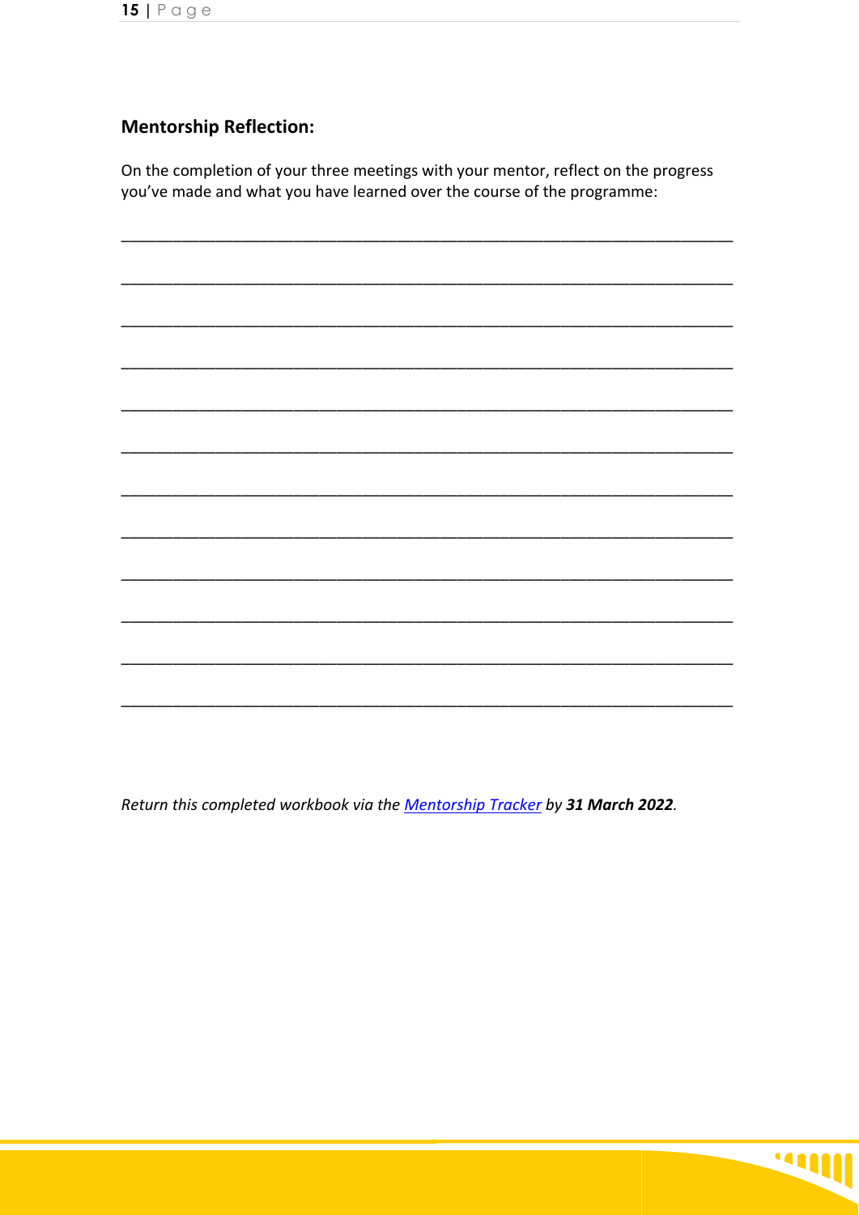**Mentorship Reflection:**

On the completion of your three meetings with your mentor, reflect on the progress you've made and what you have learned over the course of the programme:

___________________________________________________________________________

___________________________________________________________________________

___________________________________________________________________________

___________________________________________________________________________

___________________________________________________________________________

___________________________________________________________________________

___________________________________________________________________________

___________________________________________________________________________

___________________________________________________________________________

___________________________________________________________________________

___________________________________________________________________________

___________________________________________________________________________

*Return this completed workbook via the Mentorship Tracker by **31 March 2022**.*